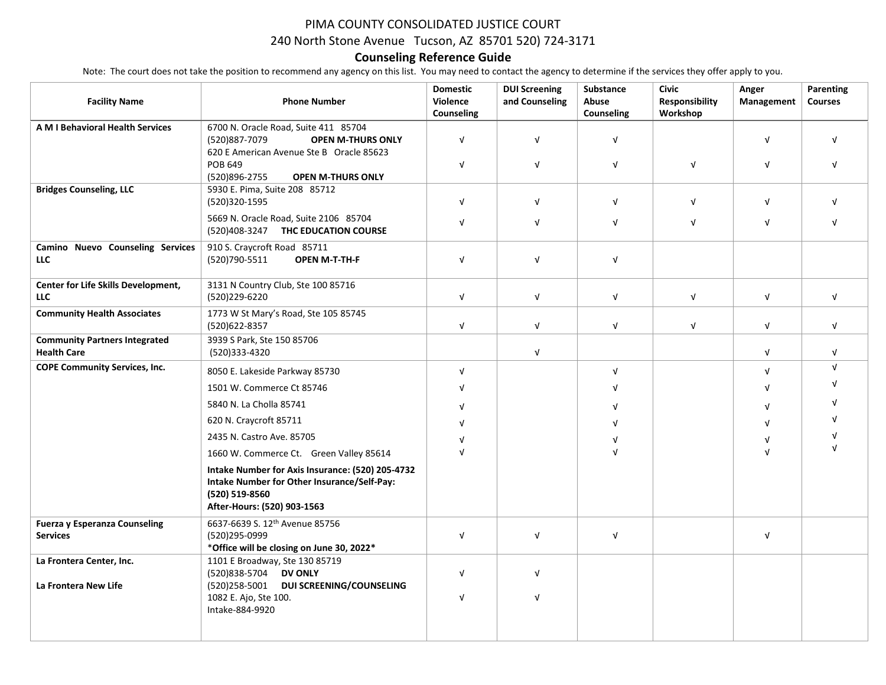PIMA COUNTY CONSOLIDATED JUSTICE COURT

240 North Stone Avenue Tucson, AZ 85701 520) 724-3171

## Counseling Reference Guide

Note: The court does not take the position to recommend any agency on this list. You may need to contact the agency to determine if the services they offer apply to you.

| Facility Name | Phone Number | Domestic Violence Counseling | DUI Screening and Counseling | Substance Abuse Counseling | Civic Responsibility Workshop | Anger Management | Parenting Courses |
|---|---|---|---|---|---|---|---|
| **A M I Behavioral Health Services** | 6700 N. Oracle Road, Suite 411 85704<br>(520)887-7079 **OPEN M-THURS ONLY** | √ | √ | √ | | √ | √ |
| | 620 E American Avenue Ste B Oracle 85623<br>POB 649<br>(520)896-2755 **OPEN M-THURS ONLY** | √ | √ | √ | √ | √ | √ |
| **Bridges Counseling, LLC** | 5930 E. Pima, Suite 208 85712<br>(520)320-1595 | √ | √ | √ | √ | √ | √ |
| | 5669 N. Oracle Road, Suite 2106 85704<br>(520)408-3247 **THC EDUCATION COURSE** | √ | √ | √ | √ | √ | √ |
| **Camino Nuevo Counseling Services LLC** | 910 S. Craycroft Road 85711<br>(520)790-5511 **OPEN M-T-TH-F** | √ | √ | √ | | | |
| **Center for Life Skills Development, LLC** | 3131 N Country Club, Ste 100 85716<br>(520)229-6220 | √ | √ | √ | √ | √ | √ |
| **Community Health Associates** | 1773 W St Mary's Road, Ste 105 85745<br>(520)622-8357 | √ | √ | √ | √ | √ | √ |
| **Community Partners Integrated Health Care** | 3939 S Park, Ste 150 85706<br>(520)333-4320 | | √ | | | √ | √ |
| **COPE Community Services, Inc.** | 8050 E. Lakeside Parkway 85730 | √ | | √ | | √ | √ |
| | 1501 W. Commerce Ct 85746 | √ | | √ | | √ | √ |
| | 5840 N. La Cholla 85741 | √ | | √ | | √ | √ |
| | 620 N. Craycroft 85711 | √ | | √ | | √ | √ |
| | 2435 N. Castro Ave. 85705 | √ | | √ | | √ | √ |
| | 1660 W. Commerce Ct. Green Valley 85614 | √ | | √ | | √ | √ |
| | **Intake Number for Axis Insurance: (520) 205-4732**<br>**Intake Number for Other Insurance/Self-Pay: (520) 519-8560**<br>**After-Hours: (520) 903-1563** | | | | | | |
| **Fuerza y Esperanza Counseling Services** | 6637-6639 S. 12th Avenue 85756<br>(520)295-0999<br>\***Office will be closing on June 30, 2022**\* | √ | √ | √ | | √ | |
| **La Frontera Center, Inc.** | 1101 E Broadway, Ste 130 85719<br>(520)838-5704 **DV ONLY** | √ | √ | | | | |
| **La Frontera New Life** | (520)258-5001 **DUI SCREENING/COUNSELING**<br>1082 E. Ajo, Ste 100.<br>Intake-884-9920 | √ | √ | | | | |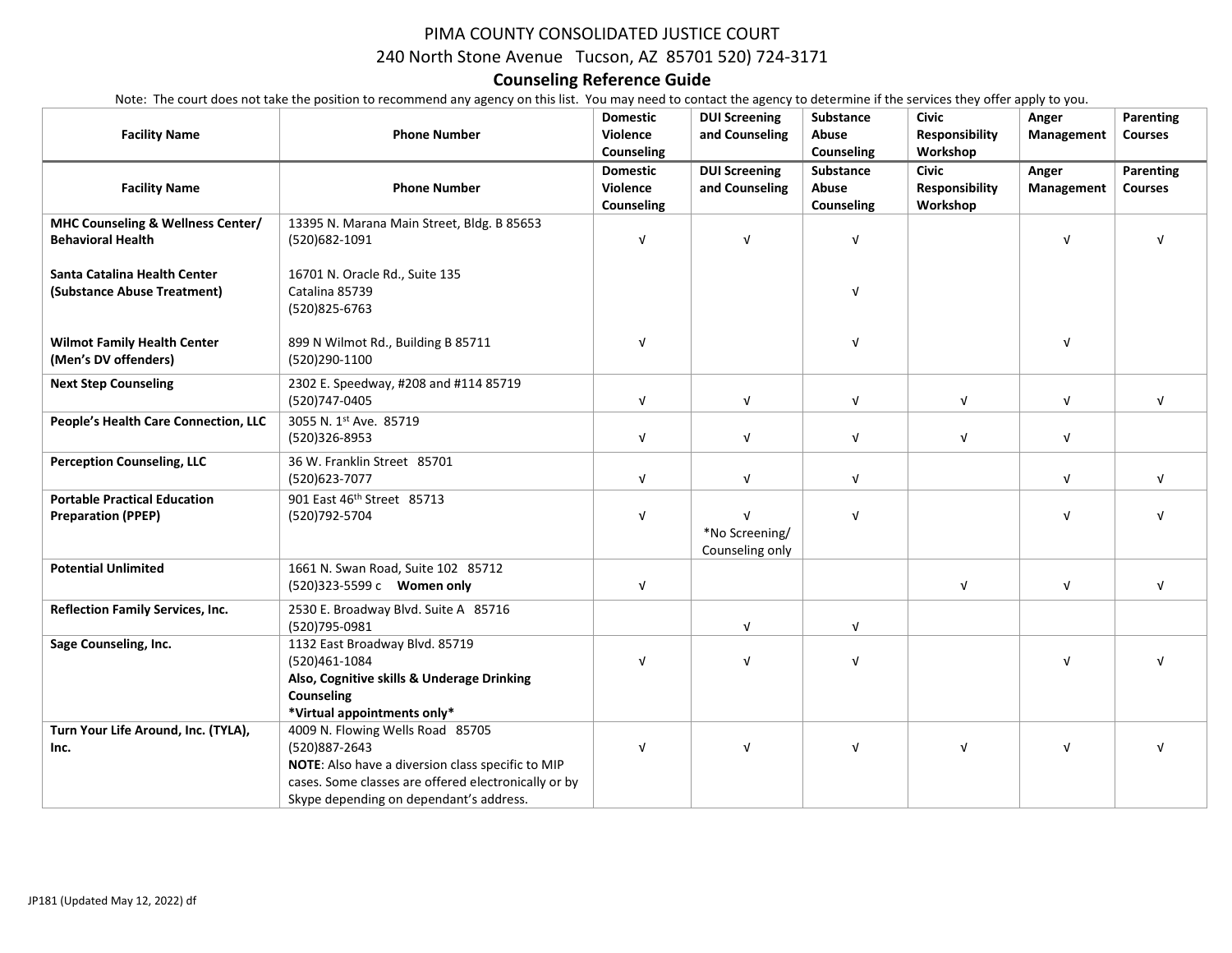PIMA COUNTY CONSOLIDATED JUSTICE COURT

240 North Stone Avenue Tucson, AZ 85701 520) 724-3171

## Counseling Reference Guide

Note: The court does not take the position to recommend any agency on this list. You may need to contact the agency to determine if the services they offer apply to you.

| Facility Name | Phone Number | Domestic Violence Counseling | DUI Screening and Counseling | Substance Abuse Counseling | Civic Responsibility Workshop | Anger Management | Parenting Courses |
|---|---|---|---|---|---|---|---|
| **Facility Name** | **Phone Number** | **Domestic Violence Counseling** | **DUI Screening and Counseling** | **Substance Abuse Counseling** | **Civic Responsibility Workshop** | **Anger Management** | **Parenting Courses** |
| **MHC Counseling & Wellness Center/ Behavioral Health** | 13395 N. Marana Main Street, Bldg. B 85653<br>(520)682-1091 | √ | √ | √ | | √ | √ |
| **Santa Catalina Health Center (Substance Abuse Treatment)** | 16701 N. Oracle Rd., Suite 135<br>Catalina 85739<br>(520)825-6763 | | | √ | | | |
| **Wilmot Family Health Center (Men's DV offenders)** | 899 N Wilmot Rd., Building B 85711<br>(520)290-1100 | √ | | √ | | √ | |
| **Next Step Counseling** | 2302 E. Speedway, #208 and #114 85719<br>(520)747-0405 | √ | √ | √ | √ | √ | √ |
| **People's Health Care Connection, LLC** | 3055 N. 1st Ave. 85719<br>(520)326-8953 | √ | √ | √ | √ | √ | |
| **Perception Counseling, LLC** | 36 W. Franklin Street 85701<br>(520)623-7077 | √ | √ | √ | | √ | √ |
| **Portable Practical Education Preparation (PPEP)** | 901 East 46th Street 85713<br>(520)792-5704 | √ | √<br>*No Screening/ Counseling only | √ | | √ | √ |
| **Potential Unlimited** | 1661 N. Swan Road, Suite 102 85712<br>(520)323-5599 c **Women only** | √ | | | √ | √ | √ |
| **Reflection Family Services, Inc.** | 2530 E. Broadway Blvd. Suite A 85716<br>(520)795-0981 | | √ | √ | | | |
| **Sage Counseling, Inc.** | 1132 East Broadway Blvd. 85719<br>(520)461-1084<br>**Also, Cognitive skills & Underage Drinking Counseling**<br>***Virtual appointments only*** | √ | √ | √ | | √ | √ |
| **Turn Your Life Around, Inc. (TYLA), Inc.** | 4009 N. Flowing Wells Road 85705<br>(520)887-2643<br>**NOTE**: Also have a diversion class specific to MIP cases. Some classes are offered electronically or by Skype depending on dependant's address. | √ | √ | √ | √ | √ | √ |

JP181 (Updated May 12, 2022) df